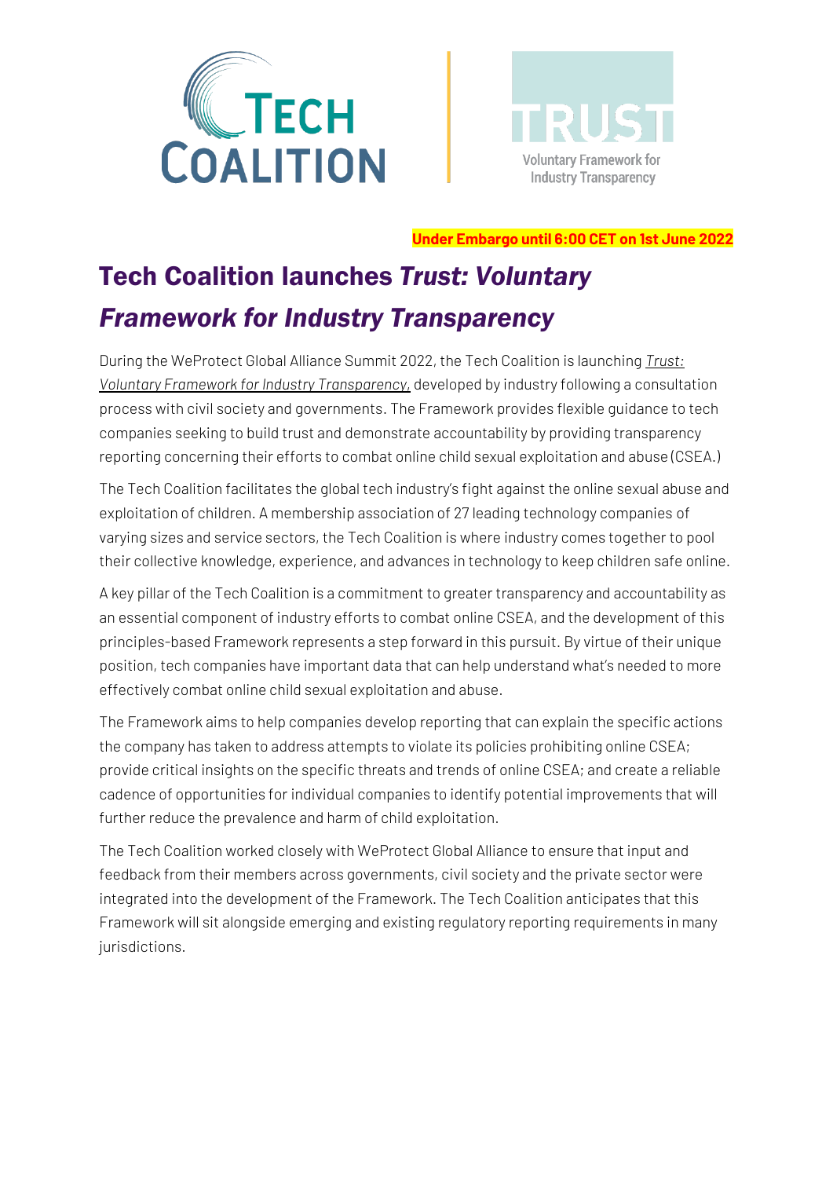TECH COALITION

TRUST
Voluntary Framework for Industry Transparency

**Under Embargo until 6:00 CET on 1st June 2022**

# Tech Coalition launches *Trust: Voluntary Framework for Industry Transparency*

During the WeProtect Global Alliance Summit 2022, the Tech Coalition is launching *Trust: Voluntary Framework for Industry Transparency*, developed by industry following a consultation process with civil society and governments. The Framework provides flexible guidance to tech companies seeking to build trust and demonstrate accountability by providing transparency reporting concerning their efforts to combat online child sexual exploitation and abuse (CSEA.)

The Tech Coalition facilitates the global tech industry's fight against the online sexual abuse and exploitation of children. A membership association of 27 leading technology companies of varying sizes and service sectors, the Tech Coalition is where industry comes together to pool their collective knowledge, experience, and advances in technology to keep children safe online.

A key pillar of the Tech Coalition is a commitment to greater transparency and accountability as an essential component of industry efforts to combat online CSEA, and the development of this principles-based Framework represents a step forward in this pursuit. By virtue of their unique position, tech companies have important data that can help understand what's needed to more effectively combat online child sexual exploitation and abuse.

The Framework aims to help companies develop reporting that can explain the specific actions the company has taken to address attempts to violate its policies prohibiting online CSEA; provide critical insights on the specific threats and trends of online CSEA; and create a reliable cadence of opportunities for individual companies to identify potential improvements that will further reduce the prevalence and harm of child exploitation.

The Tech Coalition worked closely with WeProtect Global Alliance to ensure that input and feedback from their members across governments, civil society and the private sector were integrated into the development of the Framework. The Tech Coalition anticipates that this Framework will sit alongside emerging and existing regulatory reporting requirements in many jurisdictions.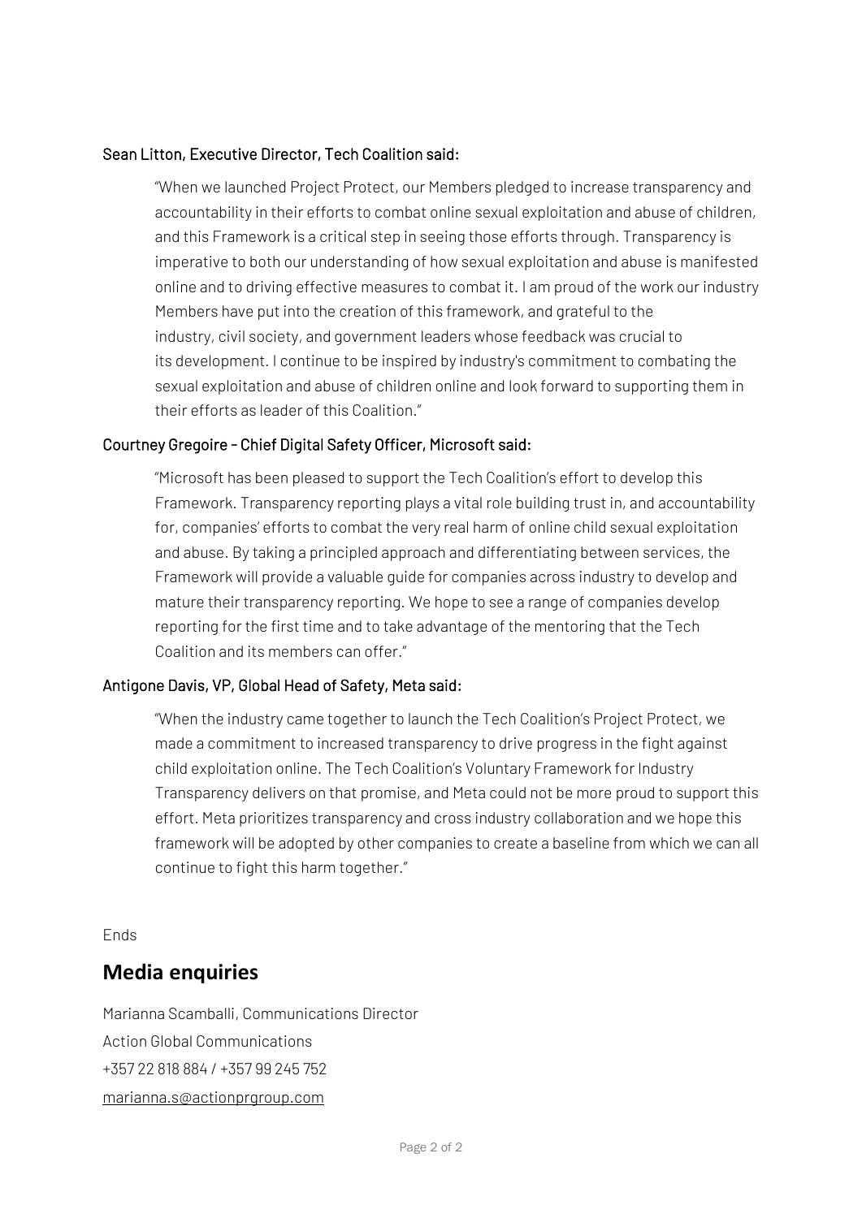**Sean Litton, Executive Director, Tech Coalition said:**

> "When we launched Project Protect, our Members pledged to increase transparency and accountability in their efforts to combat online sexual exploitation and abuse of children, and this Framework is a critical step in seeing those efforts through. Transparency is imperative to both our understanding of how sexual exploitation and abuse is manifested online and to driving effective measures to combat it. I am proud of the work our industry Members have put into the creation of this framework, and grateful to the industry, civil society, and government leaders whose feedback was crucial to its development. I continue to be inspired by industry's commitment to combating the sexual exploitation and abuse of children online and look forward to supporting them in their efforts as leader of this Coalition."

**Courtney Gregoire – Chief Digital Safety Officer, Microsoft said:**

> "Microsoft has been pleased to support the Tech Coalition's effort to develop this Framework. Transparency reporting plays a vital role building trust in, and accountability for, companies' efforts to combat the very real harm of online child sexual exploitation and abuse. By taking a principled approach and differentiating between services, the Framework will provide a valuable guide for companies across industry to develop and mature their transparency reporting. We hope to see a range of companies develop reporting for the first time and to take advantage of the mentoring that the Tech Coalition and its members can offer."

**Antigone Davis, VP, Global Head of Safety, Meta said:**

> "When the industry came together to launch the Tech Coalition's Project Protect, we made a commitment to increased transparency to drive progress in the fight against child exploitation online. The Tech Coalition's Voluntary Framework for Industry Transparency delivers on that promise, and Meta could not be more proud to support this effort. Meta prioritizes transparency and cross industry collaboration and we hope this framework will be adopted by other companies to create a baseline from which we can all continue to fight this harm together."

Ends

## Media enquiries

Marianna Scamballi, Communications Director

Action Global Communications

+357 22 818 884 / +357 99 245 752

marianna.s@actionprgroup.com